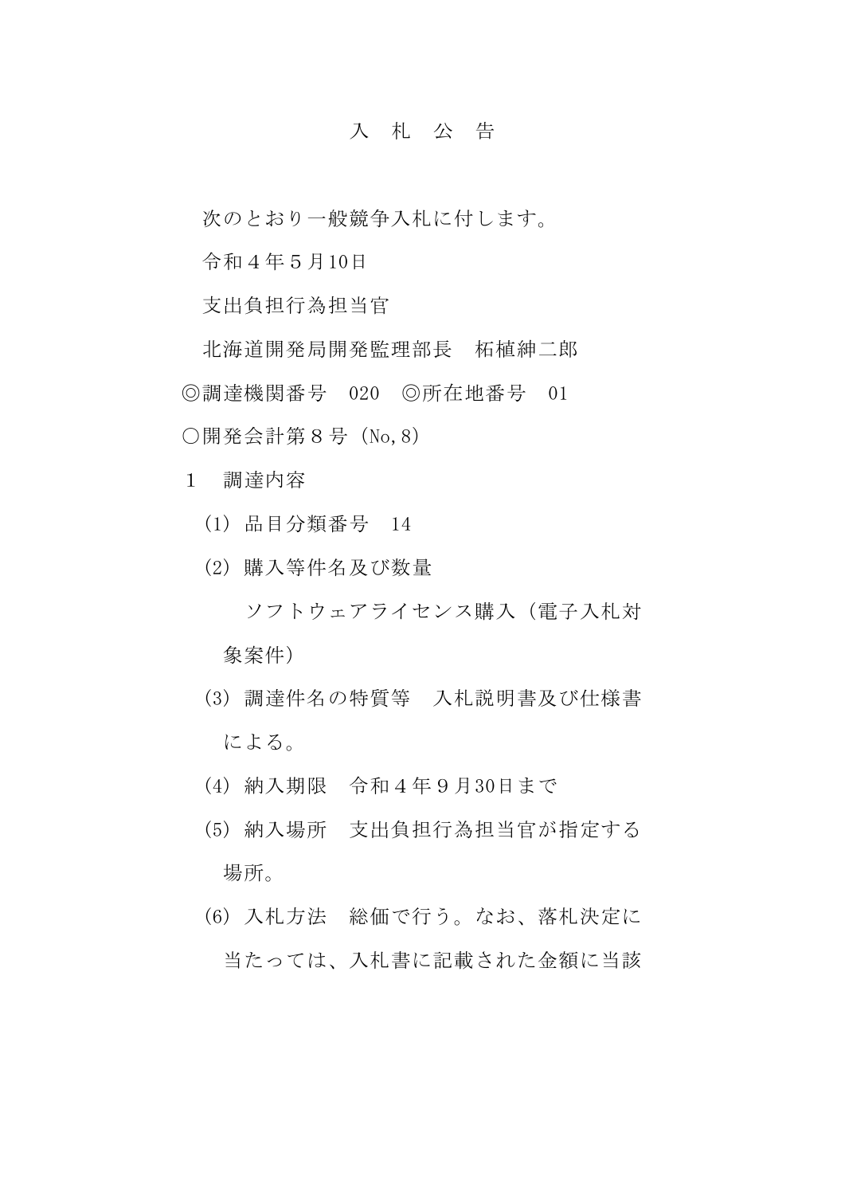# 入　札　公　告

次のとおり一般競争入札に付します。

令和４年５月10日

支出負担行為担当官

北海道開発局開発監理部長　栁植紳二郎

◎調達機関番号　020　◎所在地番号　01

○開発会計第８号（No,8）

１　調達内容

(1) 品目分類番号　14

(2) 購入等件名及び数量

ソフトウェアライセンス購入（電子入札対象案件）

(3) 調達件名の特質等　入札説明書及び仕様書による。

(4) 納入期限　令和４年９月30日まで

(5) 納入場所　支出負担行為担当官が指定する場所。

(6) 入札方法　総価で行う。なお、落札決定に当たっては、入札書に記載された金額に当該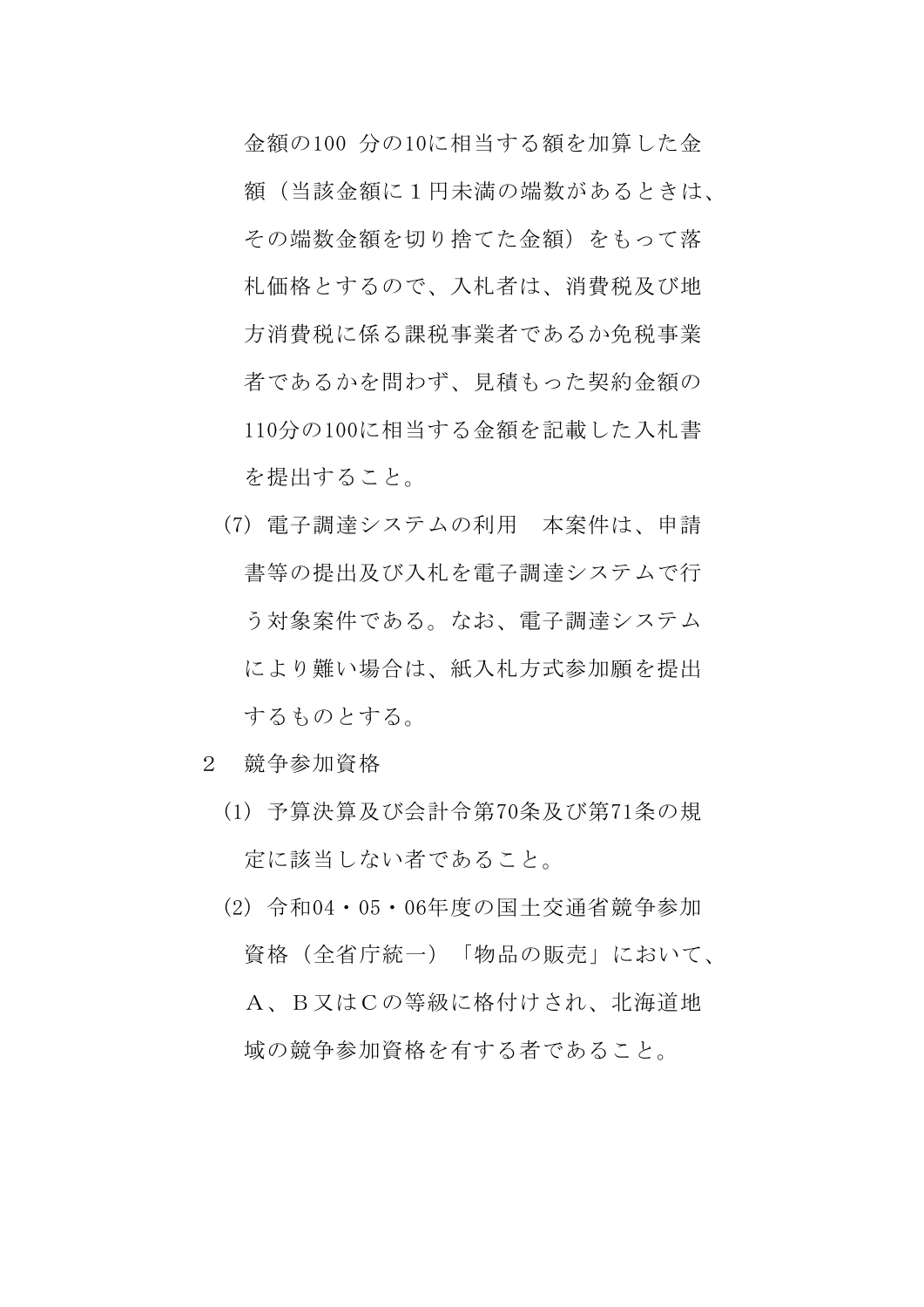金額の100 分の10に相当する額を加算した金額（当該金額に１円未満の端数があるときは、その端数金額を切り捨てた金額）をもって落札価格とするので、入札者は、消費税及び地方消費税に係る課税事業者であるか免税事業者であるかを問わず、見積もった契約金額の110分の100に相当する金額を記載した入札書を提出すること。

(7) 電子調達システムの利用　本案件は、申請書等の提出及び入札を電子調達システムで行う対象案件である。なお、電子調達システムにより難い場合は、紙入札方式参加願を提出するものとする。

２　競争参加資格

(1) 予算決算及び会計令第70条及び第71条の規定に該当しない者であること。

(2) 令和04・05・06年度の国土交通省競争参加資格（全省庁統一）「物品の販売」において、Ａ、Ｂ又はＣの等級に格付けされ、北海道地域の競争参加資格を有する者であること。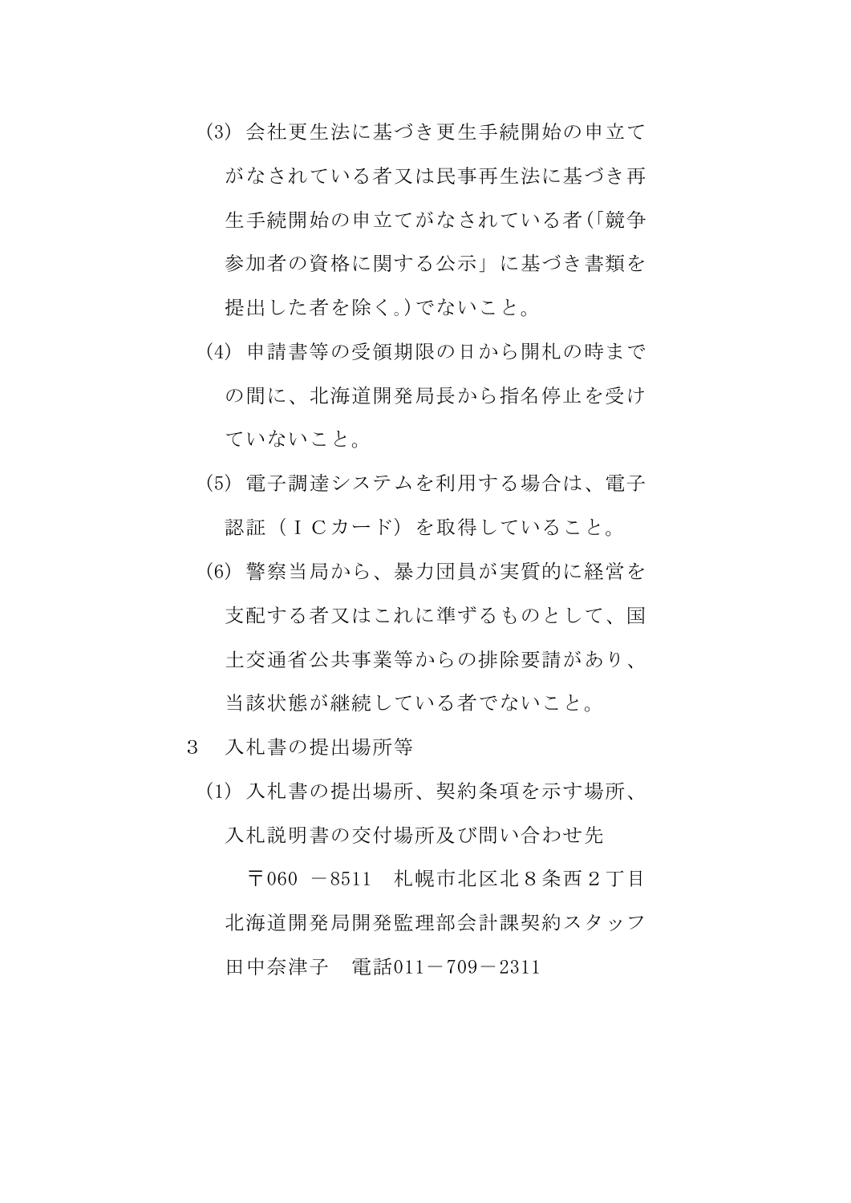(3) 会社更生法に基づき更生手続開始の申立てがなされている者又は民事再生法に基づき再生手続開始の申立てがなされている者(「競争参加者の資格に関する公示」に基づき書類を提出した者を除く。)でないこと。

(4) 申請書等の受領期限の日から開札の時までの間に、北海道開発局長から指名停止を受けていないこと。

(5) 電子調達システムを利用する場合は、電子認証（ＩＣカード）を取得していること。

(6) 警察当局から、暴力団員が実質的に経営を支配する者又はこれに準ずるものとして、国土交通省公共事業等からの排除要請があり、当該状態が継続している者でないこと。

３　入札書の提出場所等

(1) 入札書の提出場所、契約条項を示す場所、入札説明書の交付場所及び問い合わせ先

〒060 －8511　札幌市北区北８条西２丁目
北海道開発局開発監理部会計課契約スタッフ
田中奈津子　電話011－709－2311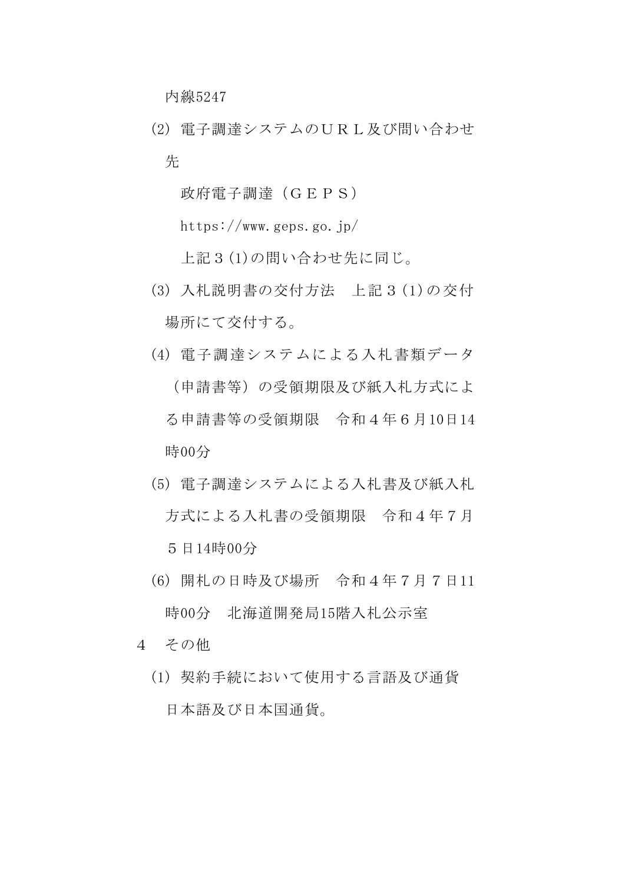内線5247

(2) 電子調達システムのＵＲＬ及び問い合わせ先

政府電子調達（ＧＥＰＳ）

https://www.geps.go.jp/

上記３(1)の問い合わせ先に同じ。

(3) 入札説明書の交付方法　上記３(1)の交付場所にて交付する。

(4) 電子調達システムによる入札書類データ（申請書等）の受領期限及び紙入札方式による申請書等の受領期限　令和４年６月10日14時00分

(5) 電子調達システムによる入札書及び紙入札方式による入札書の受領期限　令和４年７月５日14時00分

(6) 開札の日時及び場所　令和４年７月７日11時00分　北海道開発局15階入札公示室

４　その他

(1) 契約手続において使用する言語及び通貨　日本語及び日本国通貨。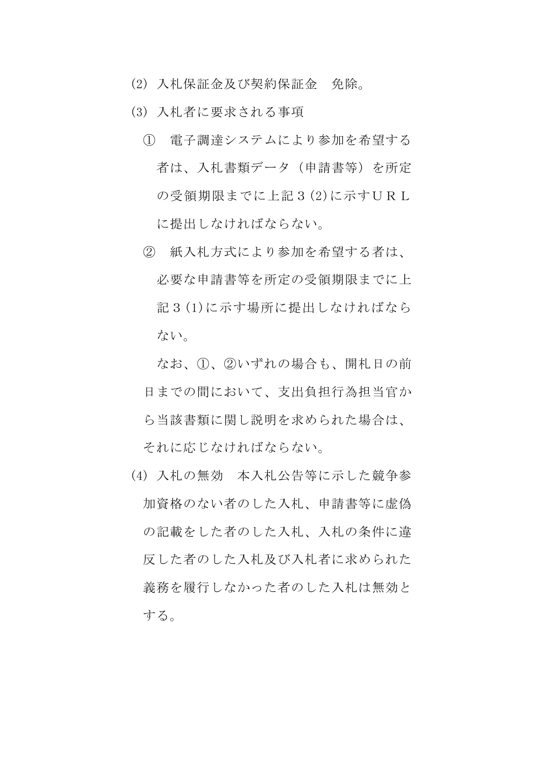(2) 入札保証金及び契約保証金　免除。

(3) 入札者に要求される事項

① 電子調達システムにより参加を希望する者は、入札書類データ（申請書等）を所定の受領期限までに上記３(2)に示すＵＲＬに提出しなければならない。

② 紙入札方式により参加を希望する者は、必要な申請書等を所定の受領期限までに上記３(1)に示す場所に提出しなければならない。

なお、①、②いずれの場合も、開札日の前日までの間において、支出負担行為担当官から当該書類に関し説明を求められた場合は、それに応じなければならない。

(4) 入札の無効　本入札公告等に示した競争参加資格のない者のした入札、申請書等に虚偽の記載をした者のした入札、入札の条件に違反した者のした入札及び入札者に求められた義務を履行しなかった者のした入札は無効とする。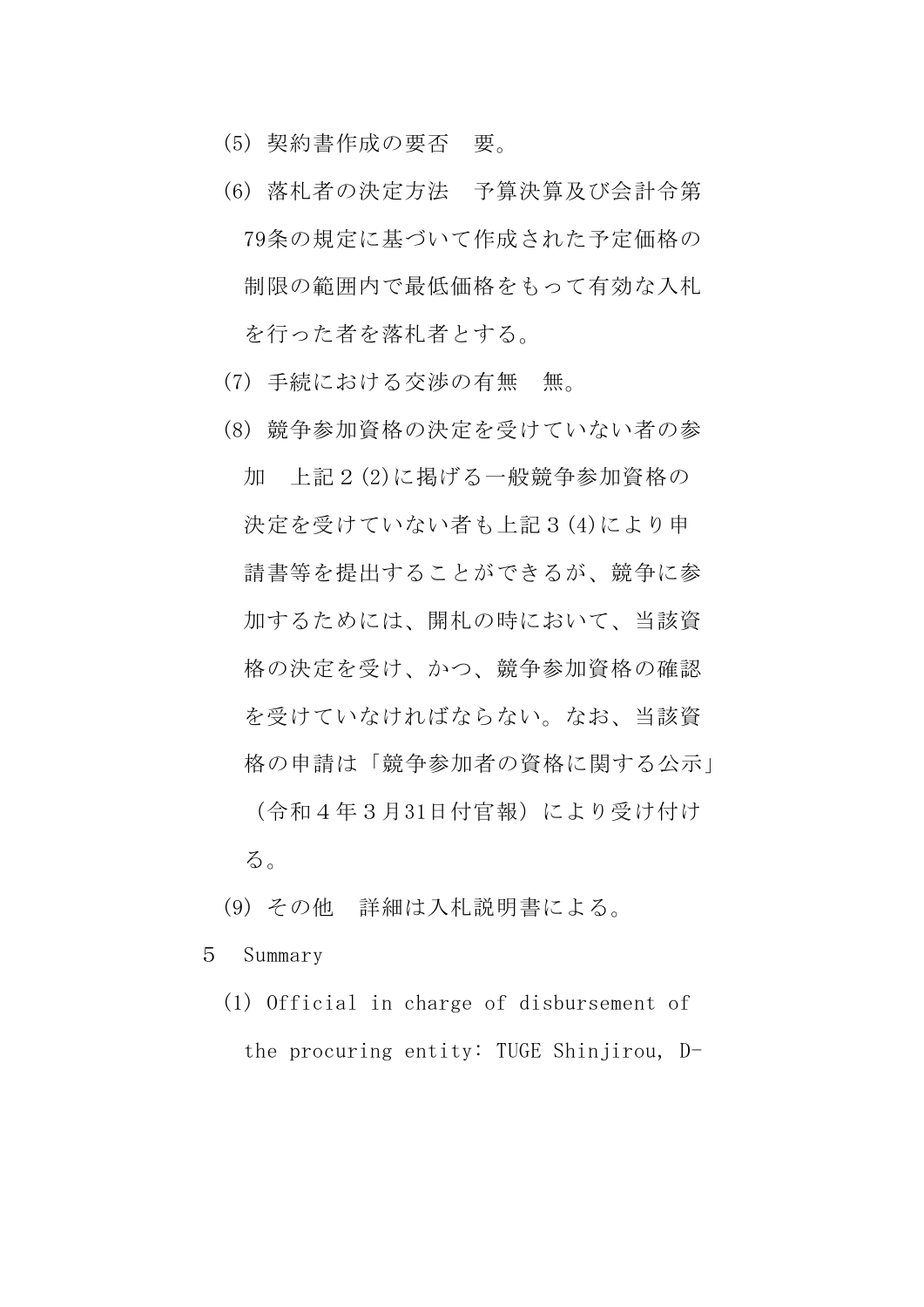(5) 契約書作成の要否　要。

(6) 落札者の決定方法　予算決算及び会計令第79条の規定に基づいて作成された予定価格の制限の範囲内で最低価格をもって有効な入札を行った者を落札者とする。

(7) 手続における交渉の有無　無。

(8) 競争参加資格の決定を受けていない者の参加　上記２(2)に掲げる一般競争参加資格の決定を受けていない者も上記３(4)により申請書等を提出することができるが、競争に参加するためには、開札の時において、当該資格の決定を受け、かつ、競争参加資格の確認を受けていなければならない。なお、当該資格の申請は「競争参加者の資格に関する公示」（令和４年３月31日付官報）により受け付ける。

(9) その他　詳細は入札説明書による。

５　Summary

(1) Official in charge of disbursement of the procuring entity: TUGE Shinjirou, D-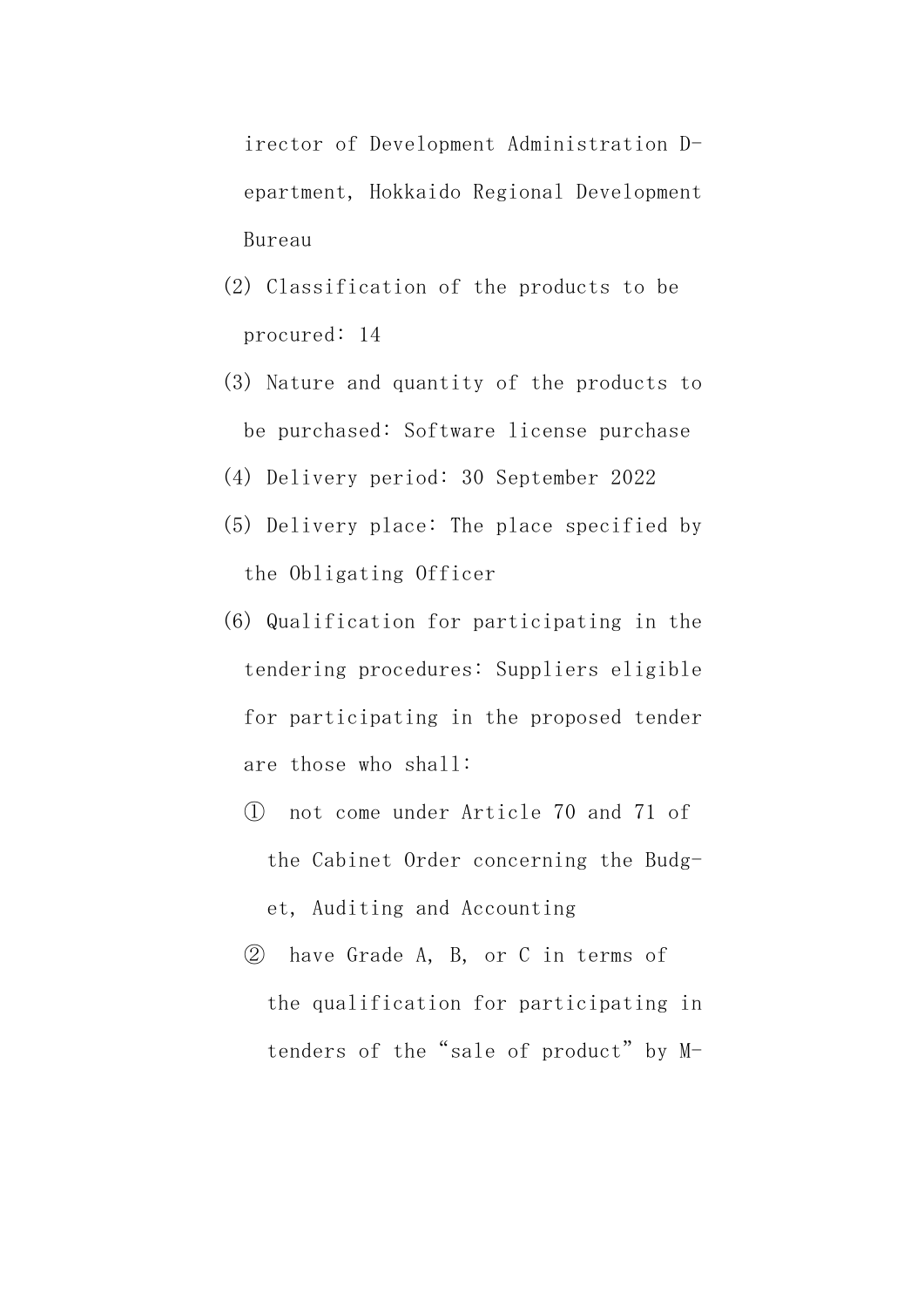irector of Development Administration Department, Hokkaido Regional Development Bureau

(2) Classification of the products to be procured: 14

(3) Nature and quantity of the products to be purchased: Software license purchase

(4) Delivery period: 30 September 2022

(5) Delivery place: The place specified by the Obligating Officer

(6) Qualification for participating in the tendering procedures: Suppliers eligible for participating in the proposed tender are those who shall:

① not come under Article 70 and 71 of the Cabinet Order concerning the Budget, Auditing and Accounting

② have Grade A, B, or C in terms of the qualification for participating in tenders of the "sale of product" by M-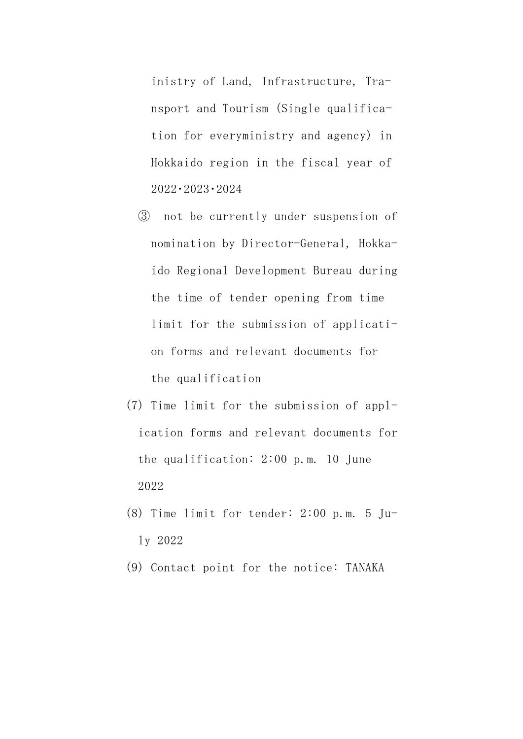inistry of Land, Infrastructure, Transport and Tourism (Single qualification for everyministry and agency) in Hokkaido region in the fiscal year of 2022･2023･2024

③ not be currently under suspension of nomination by Director-General, Hokkaido Regional Development Bureau during the time of tender opening from time limit for the submission of application forms and relevant documents for the qualification

(7) Time limit for the submission of application forms and relevant documents for the qualification: 2:00 p.m. 10 June 2022

(8) Time limit for tender: 2:00 p.m. 5 July 2022

(9) Contact point for the notice: TANAKA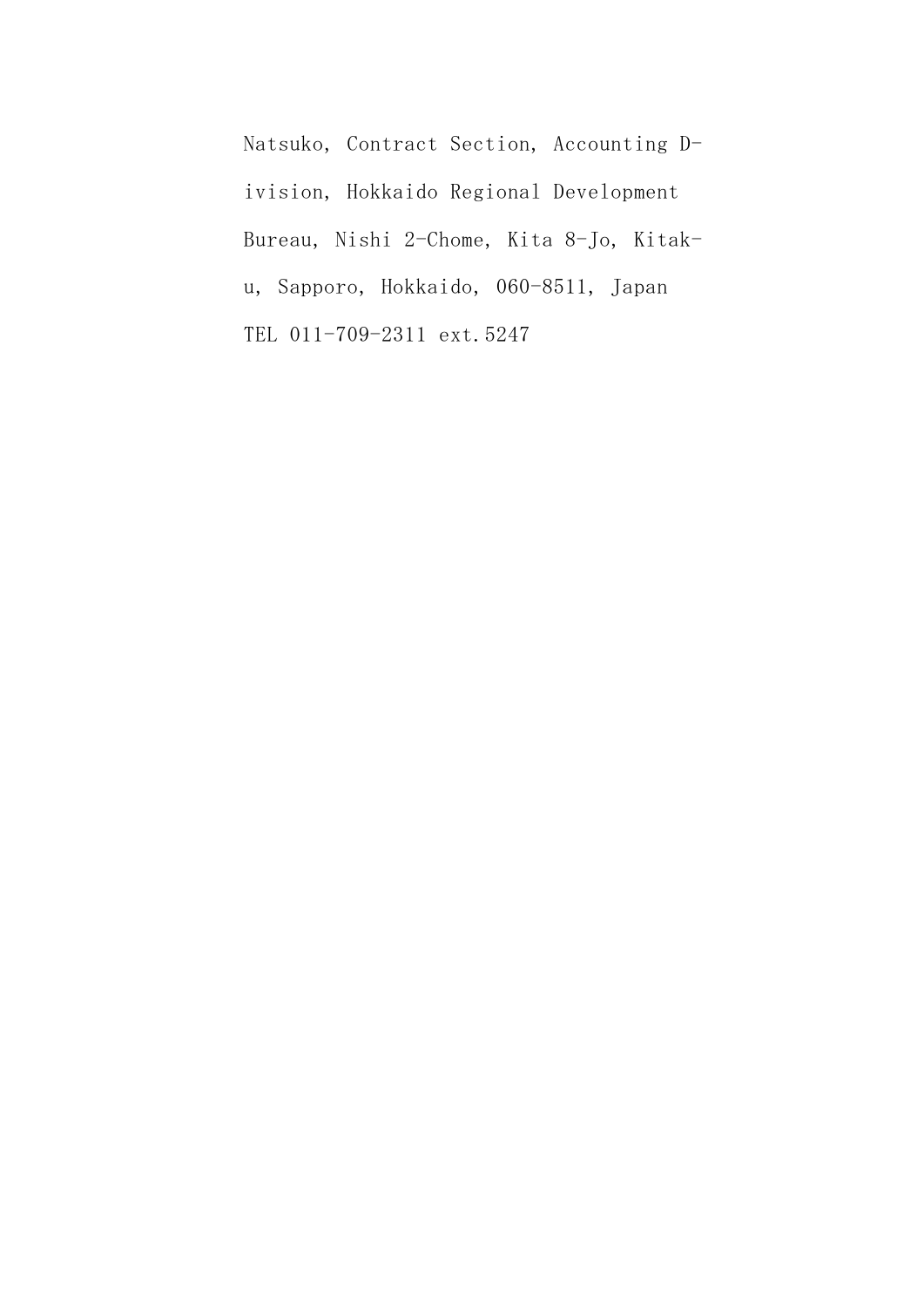Natsuko, Contract Section, Accounting D-
ivision, Hokkaido Regional Development
Bureau, Nishi 2-Chome, Kita 8-Jo, Kitak-
u, Sapporo, Hokkaido, 060-8511, Japan
TEL 011-709-2311 ext.5247